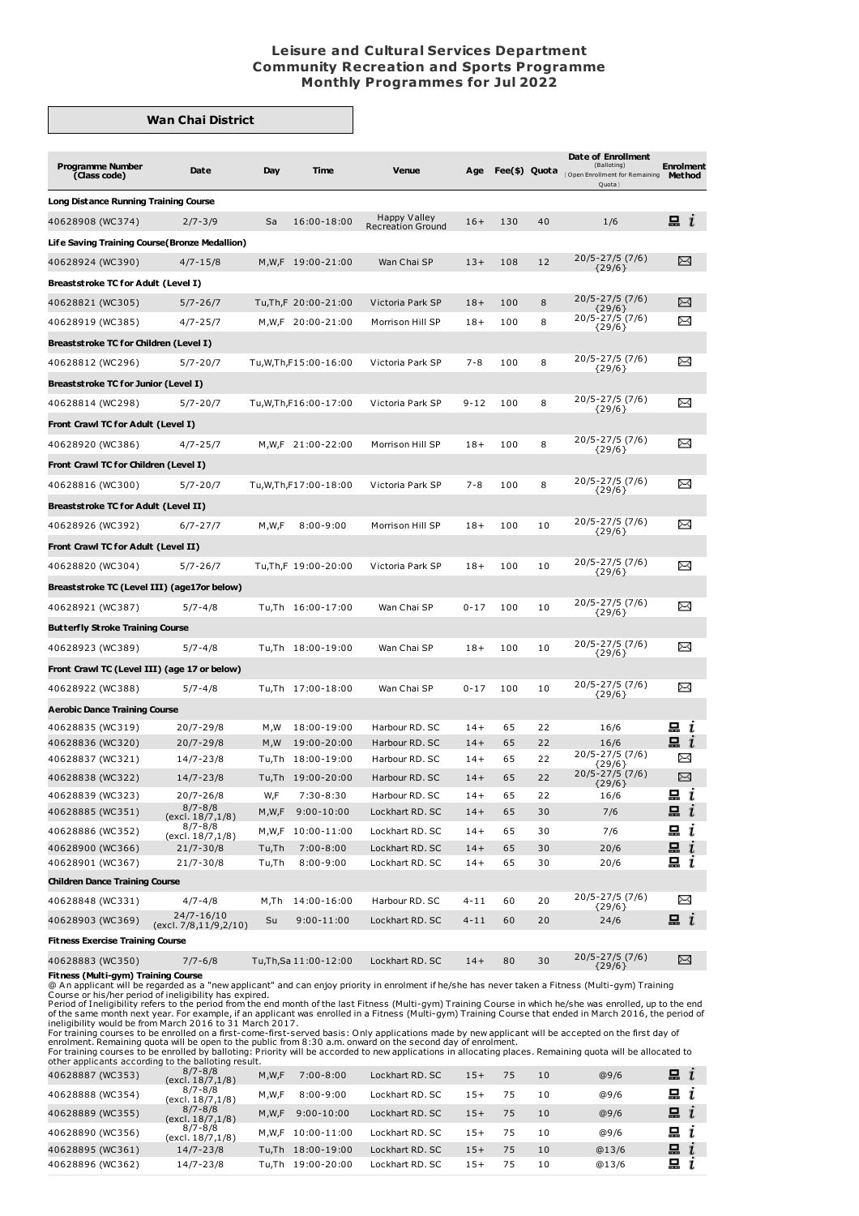# Leisure and Cultural Services Department
# Community Recreation and Sports Programme
# Monthly Programmes for Jul 2022

## Wan Chai District

| Programme Number (Class code) | Date | Day | Time | Venue | Age | Fee($) | Quota | Date of Enrollment (Balloting) {Open Enrollment for Remaining Quota} | Enrolment Method |
|---|---|---|---|---|---|---|---|---|---|
| **Long Distance Running Training Course** | | | | | | | | | |
| 40628908 (WC374) | 2/7-3/9 | Sa | 16:00-18:00 | Happy Valley Recreation Ground | 16+ | 130 | 40 | 1/6 | 💻 i |
| **Life Saving Training Course(Bronze Medallion)** | | | | | | | | | |
| 40628924 (WC390) | 4/7-15/8 | M,W,F | 19:00-21:00 | Wan Chai SP | 13+ | 108 | 12 | 20/5-27/5 (7/6) {29/6} | ✉ |
| **Breaststroke TC for Adult (Level I)** | | | | | | | | | |
| 40628821 (WC305) | 5/7-26/7 | Tu,Th,F | 20:00-21:00 | Victoria Park SP | 18+ | 100 | 8 | 20/5-27/5 (7/6) {29/6} | ✉ |
| 40628919 (WC385) | 4/7-25/7 | M,W,F | 20:00-21:00 | Morrison Hill SP | 18+ | 100 | 8 | 20/5-27/5 (7/6) {29/6} | ✉ |
| **Breaststroke TC for Children (Level I)** | | | | | | | | | |
| 40628812 (WC296) | 5/7-20/7 | Tu,W,Th,F | 15:00-16:00 | Victoria Park SP | 7-8 | 100 | 8 | 20/5-27/5 (7/6) {29/6} | ✉ |
| **Breaststroke TC for Junior (Level I)** | | | | | | | | | |
| 40628814 (WC298) | 5/7-20/7 | Tu,W,Th,F | 16:00-17:00 | Victoria Park SP | 9-12 | 100 | 8 | 20/5-27/5 (7/6) {29/6} | ✉ |
| **Front Crawl TC for Adult (Level I)** | | | | | | | | | |
| 40628920 (WC386) | 4/7-25/7 | M,W,F | 21:00-22:00 | Morrison Hill SP | 18+ | 100 | 8 | 20/5-27/5 (7/6) {29/6} | ✉ |
| **Front Crawl TC for Children (Level I)** | | | | | | | | | |
| 40628816 (WC300) | 5/7-20/7 | Tu,W,Th,F | 17:00-18:00 | Victoria Park SP | 7-8 | 100 | 8 | 20/5-27/5 (7/6) {29/6} | ✉ |
| **Breaststroke TC for Adult (Level II)** | | | | | | | | | |
| 40628926 (WC392) | 6/7-27/7 | M,W,F | 8:00-9:00 | Morrison Hill SP | 18+ | 100 | 10 | 20/5-27/5 (7/6) {29/6} | ✉ |
| **Front Crawl TC for Adult (Level II)** | | | | | | | | | |
| 40628820 (WC304) | 5/7-26/7 | Tu,Th,F | 19:00-20:00 | Victoria Park SP | 18+ | 100 | 10 | 20/5-27/5 (7/6) {29/6} | ✉ |
| **Breaststroke TC (Level III) (age17or below)** | | | | | | | | | |
| 40628921 (WC387) | 5/7-4/8 | Tu,Th | 16:00-17:00 | Wan Chai SP | 0-17 | 100 | 10 | 20/5-27/5 (7/6) {29/6} | ✉ |
| **Butterfly Stroke Training Course** | | | | | | | | | |
| 40628923 (WC389) | 5/7-4/8 | Tu,Th | 18:00-19:00 | Wan Chai SP | 18+ | 100 | 10 | 20/5-27/5 (7/6) {29/6} | ✉ |
| **Front Crawl TC (Level III) (age 17 or below)** | | | | | | | | | |
| 40628922 (WC388) | 5/7-4/8 | Tu,Th | 17:00-18:00 | Wan Chai SP | 0-17 | 100 | 10 | 20/5-27/5 (7/6) {29/6} | ✉ |
| **Aerobic Dance Training Course** | | | | | | | | | |
| 40628835 (WC319) | 20/7-29/8 | M,W | 18:00-19:00 | Harbour RD. SC | 14+ | 65 | 22 | 16/6 | 💻 i |
| 40628836 (WC320) | 20/7-29/8 | M,W | 19:00-20:00 | Harbour RD. SC | 14+ | 65 | 22 | 16/6 | 💻 i |
| 40628837 (WC321) | 14/7-23/8 | Tu,Th | 18:00-19:00 | Harbour RD. SC | 14+ | 65 | 22 | 20/5-27/5 (7/6) {29/6} | ✉ |
| 40628838 (WC322) | 14/7-23/8 | Tu,Th | 19:00-20:00 | Harbour RD. SC | 14+ | 65 | 22 | 20/5-27/5 (7/6) {29/6} | ✉ |
| 40628839 (WC323) | 20/7-26/8 | W,F | 7:30-8:30 | Harbour RD. SC | 14+ | 65 | 22 | 16/6 | 💻 i |
| 40628885 (WC351) | 8/7-8/8 (excl. 18/7,1/8) | M,W,F | 9:00-10:00 | Lockhart RD. SC | 14+ | 65 | 30 | 7/6 | 💻 i |
| 40628886 (WC352) | 8/7-8/8 (excl. 18/7,1/8) | M,W,F | 10:00-11:00 | Lockhart RD. SC | 14+ | 65 | 30 | 7/6 | 💻 i |
| 40628900 (WC366) | 21/7-30/8 | Tu,Th | 7:00-8:00 | Lockhart RD. SC | 14+ | 65 | 30 | 20/6 | 💻 i |
| 40628901 (WC367) | 21/7-30/8 | Tu,Th | 8:00-9:00 | Lockhart RD. SC | 14+ | 65 | 30 | 20/6 | 💻 i |
| **Children Dance Training Course** | | | | | | | | | |
| 40628848 (WC331) | 4/7-4/8 | M,Th | 14:00-16:00 | Harbour RD. SC | 4-11 | 60 | 20 | 20/5-27/5 (7/6) {29/6} | ✉ |
| 40628903 (WC369) | 24/7-16/10 (excl. 7/8,11/9,2/10) | Su | 9:00-11:00 | Lockhart RD. SC | 4-11 | 60 | 20 | 24/6 | 💻 i |
| **Fitness Exercise Training Course** | | | | | | | | | |
| 40628883 (WC350) | 7/7-6/8 | Tu,Th,Sa | 11:00-12:00 | Lockhart RD. SC | 14+ | 80 | 30 | 20/5-27/5 (7/6) {29/6} | ✉ |

**Fitness (Multi-gym) Training Course**

@ An applicant will be regarded as a "new applicant" and can enjoy priority in enrolment if he/she has never taken a Fitness (Multi-gym) Training Course or his/her period of ineligibility has expired.
Period of Ineligibility refers to the period from the end month of the last Fitness (Multi-gym) Training Course in which he/she was enrolled, up to the end of the same month next year. For example, if an applicant was enrolled in a Fitness (Multi-gym) Training Course that ended in March 2016, the period of ineligibility would be from March 2016 to 31 March 2017.
For training courses to be enrolled on a first-come-first-served basis: Only applications made by new applicant will be accepted on the first day of enrolment. Remaining quota will be open to the public from 8:30 a.m. onward on the second day of enrolment.
For training courses to be enrolled by balloting: Priority will be accorded to new applications in allocating places. Remaining quota will be allocated to other applicants according to the balloting result.

| Programme Number (Class code) | Date | Day | Time | Venue | Age | Fee($) | Quota | Date of Enrollment | Enrolment Method |
|---|---|---|---|---|---|---|---|---|---|
| 40628887 (WC353) | 8/7-8/8 (excl. 18/7,1/8) | M,W,F | 7:00-8:00 | Lockhart RD. SC | 15+ | 75 | 10 | @9/6 | 💻 i |
| 40628888 (WC354) | 8/7-8/8 (excl. 18/7,1/8) | M,W,F | 8:00-9:00 | Lockhart RD. SC | 15+ | 75 | 10 | @9/6 | 💻 i |
| 40628889 (WC355) | 8/7-8/8 (excl. 18/7,1/8) | M,W,F | 9:00-10:00 | Lockhart RD. SC | 15+ | 75 | 10 | @9/6 | 💻 i |
| 40628890 (WC356) | 8/7-8/8 (excl. 18/7,1/8) | M,W,F | 10:00-11:00 | Lockhart RD. SC | 15+ | 75 | 10 | @9/6 | 💻 i |
| 40628895 (WC361) | 14/7-23/8 | Tu,Th | 18:00-19:00 | Lockhart RD. SC | 15+ | 75 | 10 | @13/6 | 💻 i |
| 40628896 (WC362) | 14/7-23/8 | Tu,Th | 19:00-20:00 | Lockhart RD. SC | 15+ | 75 | 10 | @13/6 | 💻 i |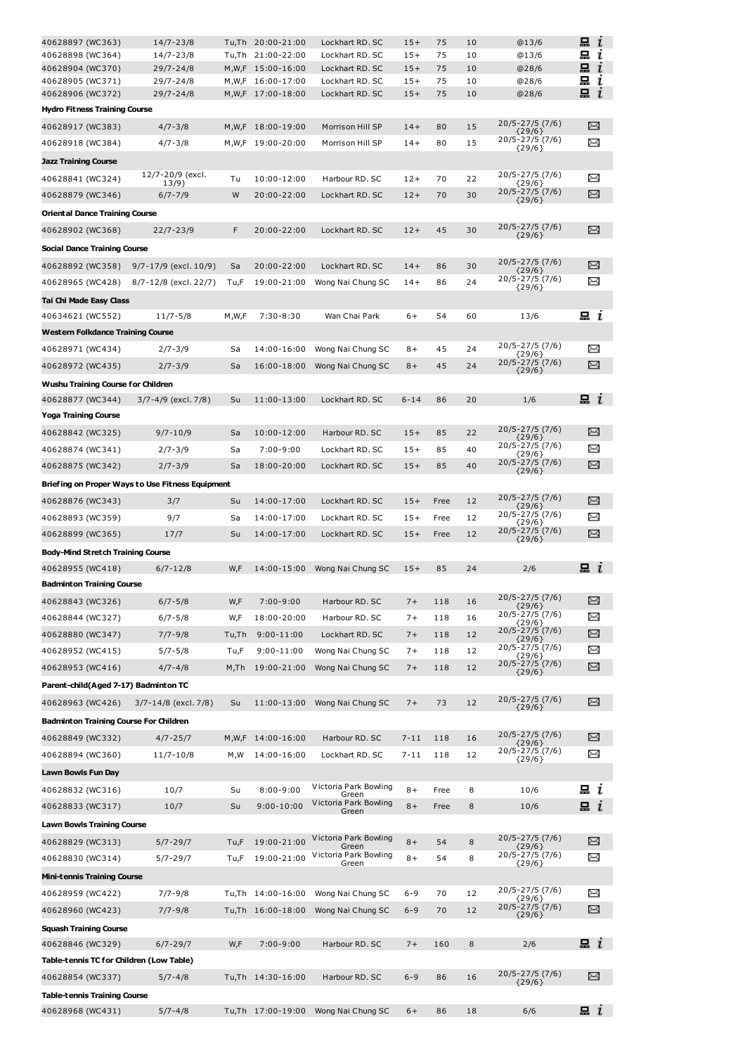| | | | | | | | | | |
|---|---|---|---|---|---|---|---|---|---|
| 40628897 (WC363) | 14/7-23/8 | Tu,Th | 20:00-21:00 | Lockhart RD. SC | 15+ | 75 | 10 | @13/6 | 🖳 i |
| 40628898 (WC364) | 14/7-23/8 | Tu,Th | 21:00-22:00 | Lockhart RD. SC | 15+ | 75 | 10 | @13/6 | 🖳 i |
| 40628904 (WC370) | 29/7-24/8 | M,W,F | 15:00-16:00 | Lockhart RD. SC | 15+ | 75 | 10 | @28/6 | 🖳 i |
| 40628905 (WC371) | 29/7-24/8 | M,W,F | 16:00-17:00 | Lockhart RD. SC | 15+ | 75 | 10 | @28/6 | 🖳 i |
| 40628906 (WC372) | 29/7-24/8 | M,W,F | 17:00-18:00 | Lockhart RD. SC | 15+ | 75 | 10 | @28/6 | 🖳 i |
| **Hydro Fitness Training Course** | | | | | | | | | |
| 40628917 (WC383) | 4/7-3/8 | M,W,F | 18:00-19:00 | Morrison Hill SP | 14+ | 80 | 15 | 20/5-27/5 (7/6) {29/6} | ✉ |
| 40628918 (WC384) | 4/7-3/8 | M,W,F | 19:00-20:00 | Morrison Hill SP | 14+ | 80 | 15 | 20/5-27/5 (7/6) {29/6} | ✉ |
| **Jazz Training Course** | | | | | | | | | |
| 40628841 (WC324) | 12/7-20/9 (excl. 13/9) | Tu | 10:00-12:00 | Harbour RD. SC | 12+ | 70 | 22 | 20/5-27/5 (7/6) {29/6} | ✉ |
| 40628879 (WC346) | 6/7-7/9 | W | 20:00-22:00 | Lockhart RD. SC | 12+ | 70 | 30 | 20/5-27/5 (7/6) {29/6} | ✉ |
| **Oriental Dance Training Course** | | | | | | | | | |
| 40628902 (WC368) | 22/7-23/9 | F | 20:00-22:00 | Lockhart RD. SC | 12+ | 45 | 30 | 20/5-27/5 (7/6) {29/6} | ✉ |
| **Social Dance Training Course** | | | | | | | | | |
| 40628892 (WC358) | 9/7-17/9 (excl. 10/9) | Sa | 20:00-22:00 | Lockhart RD. SC | 14+ | 86 | 30 | 20/5-27/5 (7/6) {29/6} | ✉ |
| 40628965 (WC428) | 8/7-12/8 (excl. 22/7) | Tu,F | 19:00-21:00 | Wong Nai Chung SC | 14+ | 86 | 24 | 20/5-27/5 (7/6) {29/6} | ✉ |
| **Tai Chi Made Easy Class** | | | | | | | | | |
| 40634621 (WC552) | 11/7-5/8 | M,W,F | 7:30-8:30 | Wan Chai Park | 6+ | 54 | 60 | 13/6 | 🖳 i |
| **Western Folkdance Training Course** | | | | | | | | | |
| 40628971 (WC434) | 2/7-3/9 | Sa | 14:00-16:00 | Wong Nai Chung SC | 8+ | 45 | 24 | 20/5-27/5 (7/6) {29/6} | ✉ |
| 40628972 (WC435) | 2/7-3/9 | Sa | 16:00-18:00 | Wong Nai Chung SC | 8+ | 45 | 24 | 20/5-27/5 (7/6) {29/6} | ✉ |
| **Wushu Training Course for Children** | | | | | | | | | |
| 40628877 (WC344) | 3/7-4/9 (excl. 7/8) | Su | 11:00-13:00 | Lockhart RD. SC | 6-14 | 86 | 20 | 1/6 | 🖳 i |
| **Yoga Training Course** | | | | | | | | | |
| 40628842 (WC325) | 9/7-10/9 | Sa | 10:00-12:00 | Harbour RD. SC | 15+ | 85 | 22 | 20/5-27/5 (7/6) {29/6} | ✉ |
| 40628874 (WC341) | 2/7-3/9 | Sa | 7:00-9:00 | Lockhart RD. SC | 15+ | 85 | 40 | 20/5-27/5 (7/6) {29/6} | ✉ |
| 40628875 (WC342) | 2/7-3/9 | Sa | 18:00-20:00 | Lockhart RD. SC | 15+ | 85 | 40 | 20/5-27/5 (7/6) {29/6} | ✉ |
| **Briefing on Proper Ways to Use Fitness Equipment** | | | | | | | | | |
| 40628876 (WC343) | 3/7 | Su | 14:00-17:00 | Lockhart RD. SC | 15+ | Free | 12 | 20/5-27/5 (7/6) {29/6} | ✉ |
| 40628893 (WC359) | 9/7 | Sa | 14:00-17:00 | Lockhart RD. SC | 15+ | Free | 12 | 20/5-27/5 (7/6) {29/6} | ✉ |
| 40628899 (WC365) | 17/7 | Su | 14:00-17:00 | Lockhart RD. SC | 15+ | Free | 12 | 20/5-27/5 (7/6) {29/6} | ✉ |
| **Body-Mind Stretch Training Course** | | | | | | | | | |
| 40628955 (WC418) | 6/7-12/8 | W,F | 14:00-15:00 | Wong Nai Chung SC | 15+ | 85 | 24 | 2/6 | 🖳 i |
| **Badminton Training Course** | | | | | | | | | |
| 40628843 (WC326) | 6/7-5/8 | W,F | 7:00-9:00 | Harbour RD. SC | 7+ | 118 | 16 | 20/5-27/5 (7/6) {29/6} | ✉ |
| 40628844 (WC327) | 6/7-5/8 | W,F | 18:00-20:00 | Harbour RD. SC | 7+ | 118 | 16 | 20/5-27/5 (7/6) {29/6} | ✉ |
| 40628880 (WC347) | 7/7-9/8 | Tu,Th | 9:00-11:00 | Lockhart RD. SC | 7+ | 118 | 12 | 20/5-27/5 (7/6) {29/6} | ✉ |
| 40628952 (WC415) | 5/7-5/8 | Tu,F | 9:00-11:00 | Wong Nai Chung SC | 7+ | 118 | 12 | 20/5-27/5 (7/6) {29/6} | ✉ |
| 40628953 (WC416) | 4/7-4/8 | M,Th | 19:00-21:00 | Wong Nai Chung SC | 7+ | 118 | 12 | 20/5-27/5 (7/6) {29/6} | ✉ |
| **Parent-child(Aged 7-17) Badminton TC** | | | | | | | | | |
| 40628963 (WC426) | 3/7-14/8 (excl. 7/8) | Su | 11:00-13:00 | Wong Nai Chung SC | 7+ | 73 | 12 | 20/5-27/5 (7/6) {29/6} | ✉ |
| **Badminton Training Course For Children** | | | | | | | | | |
| 40628849 (WC332) | 4/7-25/7 | M,W,F | 14:00-16:00 | Harbour RD. SC | 7-11 | 118 | 16 | 20/5-27/5 (7/6) {29/6} | ✉ |
| 40628894 (WC360) | 11/7-10/8 | M,W | 14:00-16:00 | Lockhart RD. SC | 7-11 | 118 | 12 | 20/5-27/5 (7/6) {29/6} | ✉ |
| **Lawn Bowls Fun Day** | | | | | | | | | |
| 40628832 (WC316) | 10/7 | Su | 8:00-9:00 | Victoria Park Bowling Green | 8+ | Free | 8 | 10/6 | 🖳 i |
| 40628833 (WC317) | 10/7 | Su | 9:00-10:00 | Victoria Park Bowling Green | 8+ | Free | 8 | 10/6 | 🖳 i |
| **Lawn Bowls Training Course** | | | | | | | | | |
| 40628829 (WC313) | 5/7-29/7 | Tu,F | 19:00-21:00 | Victoria Park Bowling Green | 8+ | 54 | 8 | 20/5-27/5 (7/6) {29/6} | ✉ |
| 40628830 (WC314) | 5/7-29/7 | Tu,F | 19:00-21:00 | Victoria Park Bowling Green | 8+ | 54 | 8 | 20/5-27/5 (7/6) {29/6} | ✉ |
| **Mini-tennis Training Course** | | | | | | | | | |
| 40628959 (WC422) | 7/7-9/8 | Tu,Th | 14:00-16:00 | Wong Nai Chung SC | 6-9 | 70 | 12 | 20/5-27/5 (7/6) {29/6} | ✉ |
| 40628960 (WC423) | 7/7-9/8 | Tu,Th | 16:00-18:00 | Wong Nai Chung SC | 6-9 | 70 | 12 | 20/5-27/5 (7/6) {29/6} | ✉ |
| **Squash Training Course** | | | | | | | | | |
| 40628846 (WC329) | 6/7-29/7 | W,F | 7:00-9:00 | Harbour RD. SC | 7+ | 160 | 8 | 2/6 | 🖳 i |
| **Table-tennis TC for Children (Low Table)** | | | | | | | | | |
| 40628854 (WC337) | 5/7-4/8 | Tu,Th | 14:30-16:00 | Harbour RD. SC | 6-9 | 86 | 16 | 20/5-27/5 (7/6) {29/6} | ✉ |
| **Table-tennis Training Course** | | | | | | | | | |
| 40628968 (WC431) | 5/7-4/8 | Tu,Th | 17:00-19:00 | Wong Nai Chung SC | 6+ | 86 | 18 | 6/6 | 🖳 i |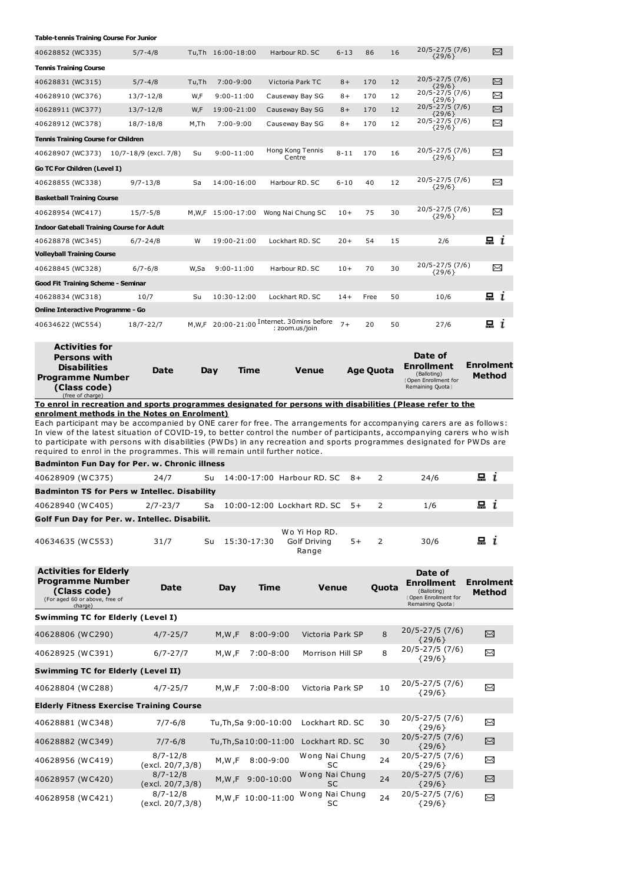| | | | | | | | | | |
|---|---|---|---|---|---|---|---|---|---|
| **Table-tennis Training Course For Junior** | | | | | | | | | |
| 40628852 (WC335) | 5/7-4/8 | Tu,Th | 16:00-18:00 | Harbour RD. SC | 6-13 | 86 | 16 | 20/5-27/5 (7/6) {29/6} | ✉ |
| **Tennis Training Course** | | | | | | | | | |
| 40628831 (WC315) | 5/7-4/8 | Tu,Th | 7:00-9:00 | Victoria Park TC | 8+ | 170 | 12 | 20/5-27/5 (7/6) {29/6} | ✉ |
| 40628910 (WC376) | 13/7-12/8 | W,F | 9:00-11:00 | Causeway Bay SG | 8+ | 170 | 12 | 20/5-27/5 (7/6) {29/6} | ✉ |
| 40628911 (WC377) | 13/7-12/8 | W,F | 19:00-21:00 | Causeway Bay SG | 8+ | 170 | 12 | 20/5-27/5 (7/6) {29/6} | ✉ |
| 40628912 (WC378) | 18/7-18/8 | M,Th | 7:00-9:00 | Causeway Bay SG | 8+ | 170 | 12 | 20/5-27/5 (7/6) {29/6} | ✉ |
| **Tennis Training Course for Children** | | | | | | | | | |
| 40628907 (WC373) | 10/7-18/9 (excl. 7/8) | Su | 9:00-11:00 | Hong Kong Tennis Centre | 8-11 | 170 | 16 | 20/5-27/5 (7/6) {29/6} | ✉ |
| **Go TC For Children (Level I)** | | | | | | | | | |
| 40628855 (WC338) | 9/7-13/8 | Sa | 14:00-16:00 | Harbour RD. SC | 6-10 | 40 | 12 | 20/5-27/5 (7/6) {29/6} | ✉ |
| **Basketball Training Course** | | | | | | | | | |
| 40628954 (WC417) | 15/7-5/8 | M,W,F | 15:00-17:00 | Wong Nai Chung SC | 10+ | 75 | 30 | 20/5-27/5 (7/6) {29/6} | ✉ |
| **Indoor Gateball Training Course for Adult** | | | | | | | | | |
| 40628878 (WC345) | 6/7-24/8 | W | 19:00-21:00 | Lockhart RD. SC | 20+ | 54 | 15 | 2/6 | 💻 i |
| **Volleyball Training Course** | | | | | | | | | |
| 40628845 (WC328) | 6/7-6/8 | W,Sa | 9:00-11:00 | Harbour RD. SC | 10+ | 70 | 30 | 20/5-27/5 (7/6) {29/6} | ✉ |
| **Good Fit Training Scheme - Seminar** | | | | | | | | | |
| 40628834 (WC318) | 10/7 | Su | 10:30-12:00 | Lockhart RD. SC | 14+ | Free | 50 | 10/6 | 💻 i |
| **Online Interactive Programme - Go** | | | | | | | | | |
| 40634622 (WC554) | 18/7-22/7 | M,W,F | 20:00-21:00 | Internet. 30mins before : zoom.us/join | 7+ | 20 | 50 | 27/6 | 💻 i |

| Activities for Persons with Disabilities Programme Number (Class code) (free of charge) | Date | Day | Time | Venue | Age | Quota | Date of Enrollment (Balloting) {Open Enrollment for Remaining Quota} | Enrolment Method |
|---|---|---|---|---|---|---|---|---|

**To enrol in recreation and sports programmes designated for persons with disabilities (Please refer to the enrolment methods in the Notes on Enrolment)**

Each participant may be accompanied by ONE carer for free. The arrangements for accompanying carers are as follows: In view of the latest situation of COVID-19, to better control the number of participants, accompanying carers who wish to participate with persons with disabilities (PWDs) in any recreation and sports programmes designated for PWDs are required to enrol in the programmes. This will remain until further notice.

| | | | | | | | | |
|---|---|---|---|---|---|---|---|---|
| **Badminton Fun Day for Per. w. Chronic illness** | | | | | | | | |
| 40628909 (WC375) | 24/7 | Su | 14:00-17:00 | Harbour RD. SC | 8+ | 2 | 24/6 | 💻 i |
| **Badminton TS for Pers w Intellec. Disability** | | | | | | | | |
| 40628940 (WC405) | 2/7-23/7 | Sa | 10:00-12:00 | Lockhart RD. SC | 5+ | 2 | 1/6 | 💻 i |
| **Golf Fun Day for Per. w. Intellec. Disabilit.** | | | | | | | | |
| 40634635 (WC553) | 31/7 | Su | 15:30-17:30 | Wo Yi Hop RD. Golf Driving Range | 5+ | 2 | 30/6 | 💻 i |

| Activities for Elderly Programme Number (Class code) (For aged 60 or above, free of charge) | Date | Day | Time | Venue | Quota | Date of Enrollment (Balloting) {Open Enrollment for Remaining Quota} | Enrolment Method |
|---|---|---|---|---|---|---|---|
| **Swimming TC for Elderly (Level I)** | | | | | | | |
| 40628806 (WC290) | 4/7-25/7 | M,W,F | 8:00-9:00 | Victoria Park SP | 8 | 20/5-27/5 (7/6) {29/6} | ✉ |
| 40628925 (WC391) | 6/7-27/7 | M,W,F | 7:00-8:00 | Morrison Hill SP | 8 | 20/5-27/5 (7/6) {29/6} | ✉ |
| **Swimming TC for Elderly (Level II)** | | | | | | | |
| 40628804 (WC288) | 4/7-25/7 | M,W,F | 7:00-8:00 | Victoria Park SP | 10 | 20/5-27/5 (7/6) {29/6} | ✉ |
| **Elderly Fitness Exercise Training Course** | | | | | | | |
| 40628881 (WC348) | 7/7-6/8 | Tu,Th,Sa | 9:00-10:00 | Lockhart RD. SC | 30 | 20/5-27/5 (7/6) {29/6} | ✉ |
| 40628882 (WC349) | 7/7-6/8 | Tu,Th,Sa | 10:00-11:00 | Lockhart RD. SC | 30 | 20/5-27/5 (7/6) {29/6} | ✉ |
| 40628956 (WC419) | 8/7-12/8 (excl. 20/7,3/8) | M,W,F | 8:00-9:00 | Wong Nai Chung SC | 24 | 20/5-27/5 (7/6) {29/6} | ✉ |
| 40628957 (WC420) | 8/7-12/8 (excl. 20/7,3/8) | M,W,F | 9:00-10:00 | Wong Nai Chung SC | 24 | 20/5-27/5 (7/6) {29/6} | ✉ |
| 40628958 (WC421) | 8/7-12/8 (excl. 20/7,3/8) | M,W,F | 10:00-11:00 | Wong Nai Chung SC | 24 | 20/5-27/5 (7/6) {29/6} | ✉ |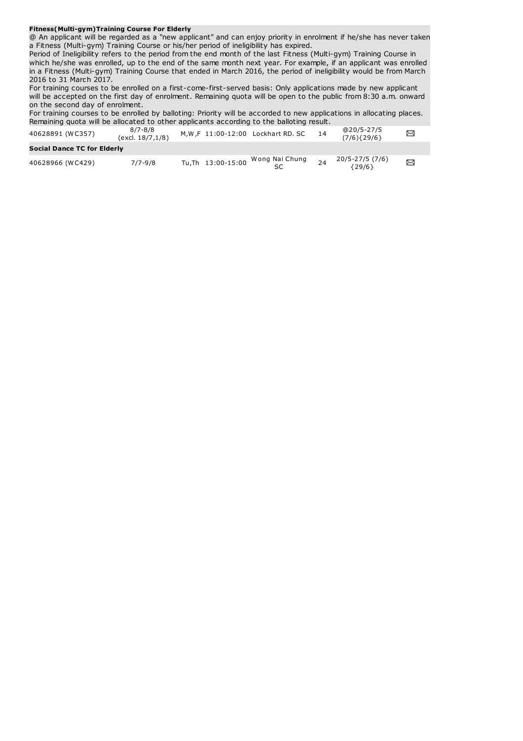**Fitness(Multi-gym)Training Course For Elderly**

@ An applicant will be regarded as a "new applicant" and can enjoy priority in enrolment if he/she has never taken a Fitness (Multi-gym) Training Course or his/her period of ineligibility has expired.

Period of Ineligibility refers to the period from the end month of the last Fitness (Multi-gym) Training Course in which he/she was enrolled, up to the end of the same month next year. For example, if an applicant was enrolled in a Fitness (Multi-gym) Training Course that ended in March 2016, the period of ineligibility would be from March 2016 to 31 March 2017.

For training courses to be enrolled on a first-come-first-served basis: Only applications made by new applicant will be accepted on the first day of enrolment. Remaining quota will be open to the public from 8:30 a.m. onward on the second day of enrolment.

For training courses to be enrolled by balloting: Priority will be accorded to new applications in allocating places. Remaining quota will be allocated to other applicants according to the balloting result.

| | | | | | | | |
|---|---|---|---|---|---|---|---|
| 40628891 (WC357) | 8/7-8/8 (excl. 18/7,1/8) | M,W,F | 11:00-12:00 | Lockhart RD. SC | 14 | @20/5-27/5 (7/6){29/6} | ✉ |

**Social Dance TC for Elderly**

| | | | | | | | |
|---|---|---|---|---|---|---|---|
| 40628966 (WC429) | 7/7-9/8 | Tu,Th | 13:00-15:00 | Wong Nai Chung SC | 24 | 20/5-27/5 (7/6) {29/6} | ✉ |